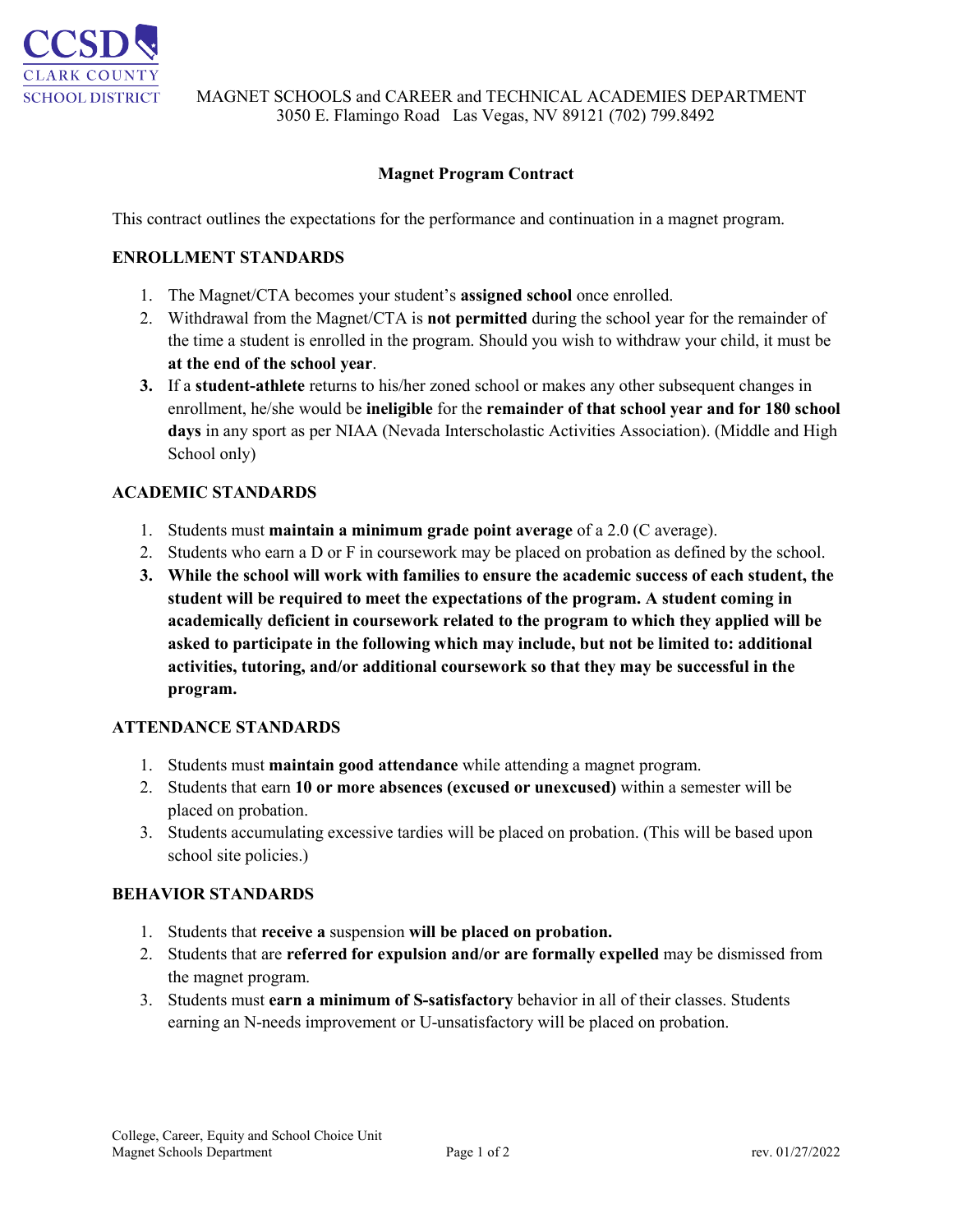CCSD
CLARK COUNTY
SCHOOL DISTRICT

MAGNET SCHOOLS and CAREER and TECHNICAL ACADEMIES DEPARTMENT
3050 E. Flamingo Road Las Vegas, NV 89121 (702) 799.8492

# Magnet Program Contract

This contract outlines the expectations for the performance and continuation in a magnet program.

## ENROLLMENT STANDARDS

1. The Magnet/CTA becomes your student's **assigned school** once enrolled.
2. Withdrawal from the Magnet/CTA is **not permitted** during the school year for the remainder of the time a student is enrolled in the program. Should you wish to withdraw your child, it must be **at the end of the school year**.
3. If a **student-athlete** returns to his/her zoned school or makes any other subsequent changes in enrollment, he/she would be **ineligible** for the **remainder of that school year and for 180 school days** in any sport as per NIAA (Nevada Interscholastic Activities Association). (Middle and High School only)

## ACADEMIC STANDARDS

1. Students must **maintain a minimum grade point average** of a 2.0 (C average).
2. Students who earn a D or F in coursework may be placed on probation as defined by the school.
3. **While the school will work with families to ensure the academic success of each student, the student will be required to meet the expectations of the program. A student coming in academically deficient in coursework related to the program to which they applied will be asked to participate in the following which may include, but not be limited to: additional activities, tutoring, and/or additional coursework so that they may be successful in the program.**

## ATTENDANCE STANDARDS

1. Students must **maintain good attendance** while attending a magnet program.
2. Students that earn **10 or more absences (excused or unexcused)** within a semester will be placed on probation.
3. Students accumulating excessive tardies will be placed on probation. (This will be based upon school site policies.)

## BEHAVIOR STANDARDS

1. Students that **receive a** suspension **will be placed on probation.**
2. Students that are **referred for expulsion and/or are formally expelled** may be dismissed from the magnet program.
3. Students must **earn a minimum of S-satisfactory** behavior in all of their classes. Students earning an N-needs improvement or U-unsatisfactory will be placed on probation.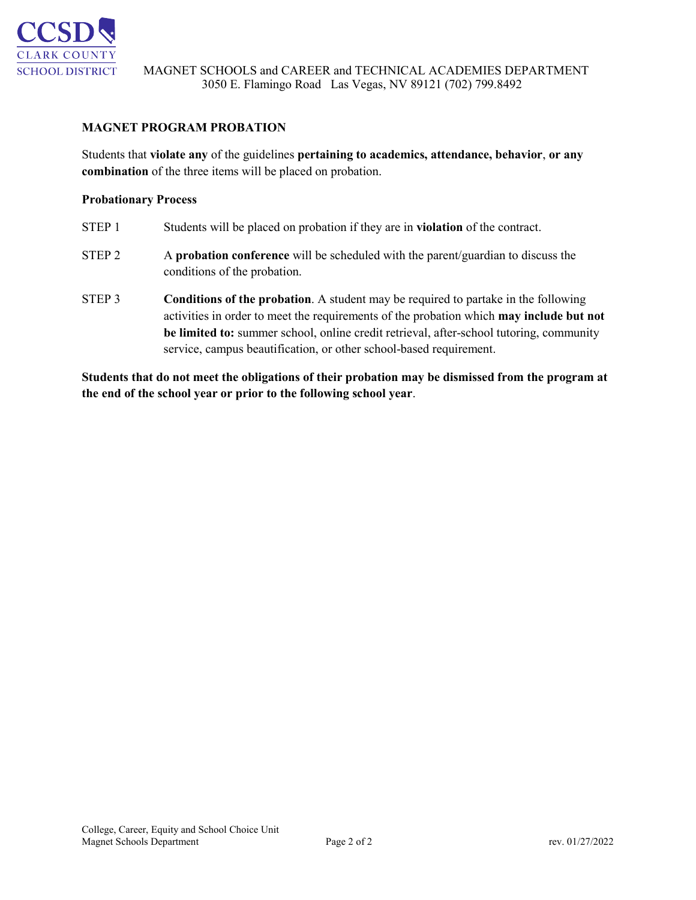MAGNET SCHOOLS and CAREER and TECHNICAL ACADEMIES DEPARTMENT
3050 E. Flamingo Road Las Vegas, NV 89121 (702) 799.8492

## MAGNET PROGRAM PROBATION

Students that **violate any** of the guidelines **pertaining to academics, attendance, behavior**, **or any combination** of the three items will be placed on probation.

**Probationary Process**

STEP 1 Students will be placed on probation if they are in **violation** of the contract.

STEP 2 A **probation conference** will be scheduled with the parent/guardian to discuss the conditions of the probation.

STEP 3 **Conditions of the probation**. A student may be required to partake in the following activities in order to meet the requirements of the probation which **may include but not be limited to:** summer school, online credit retrieval, after-school tutoring, community service, campus beautification, or other school-based requirement.

**Students that do not meet the obligations of their probation may be dismissed from the program at the end of the school year or prior to the following school year**.

College, Career, Equity and School Choice Unit
Magnet Schools Department
rev. 01/27/2022